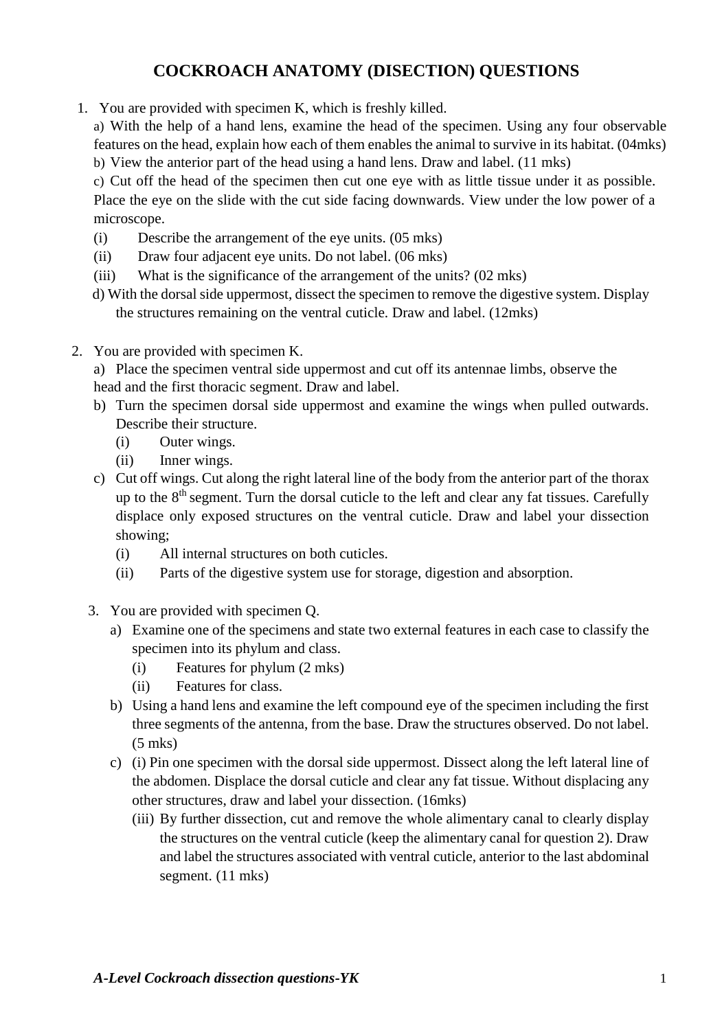# COCKROACH ANATOMY (DISECTION) QUESTIONS

1. You are provided with specimen K, which is freshly killed.

   a) With the help of a hand lens, examine the head of the specimen. Using any four observable features on the head, explain how each of them enables the animal to survive in its habitat. (04mks)

   b) View the anterior part of the head using a hand lens. Draw and label. (11 mks)

   c) Cut off the head of the specimen then cut one eye with as little tissue under it as possible. Place the eye on the slide with the cut side facing downwards. View under the low power of a microscope.

   (i) Describe the arrangement of the eye units. (05 mks)

   (ii) Draw four adjacent eye units. Do not label. (06 mks)

   (iii) What is the significance of the arrangement of the units? (02 mks)

   d) With the dorsal side uppermost, dissect the specimen to remove the digestive system. Display the structures remaining on the ventral cuticle. Draw and label. (12mks)

2. You are provided with specimen K.

   a) Place the specimen ventral side uppermost and cut off its antennae limbs, observe the head and the first thoracic segment. Draw and label.

   b) Turn the specimen dorsal side uppermost and examine the wings when pulled outwards. Describe their structure.

   (i) Outer wings.

   (ii) Inner wings.

   c) Cut off wings. Cut along the right lateral line of the body from the anterior part of the thorax up to the 8$^{th}$ segment. Turn the dorsal cuticle to the left and clear any fat tissues. Carefully displace only exposed structures on the ventral cuticle. Draw and label your dissection showing;

   (i) All internal structures on both cuticles.

   (ii) Parts of the digestive system use for storage, digestion and absorption.

3. You are provided with specimen Q.

   a) Examine one of the specimens and state two external features in each case to classify the specimen into its phylum and class.

   (i) Features for phylum (2 mks)

   (ii) Features for class.

   b) Using a hand lens and examine the left compound eye of the specimen including the first three segments of the antenna, from the base. Draw the structures observed. Do not label. (5 mks)

   c) (i) Pin one specimen with the dorsal side uppermost. Dissect along the left lateral line of the abdomen. Displace the dorsal cuticle and clear any fat tissue. Without displacing any other structures, draw and label your dissection. (16mks)

   (iii) By further dissection, cut and remove the whole alimentary canal to clearly display the structures on the ventral cuticle (keep the alimentary canal for question 2). Draw and label the structures associated with ventral cuticle, anterior to the last abdominal segment. (11 mks)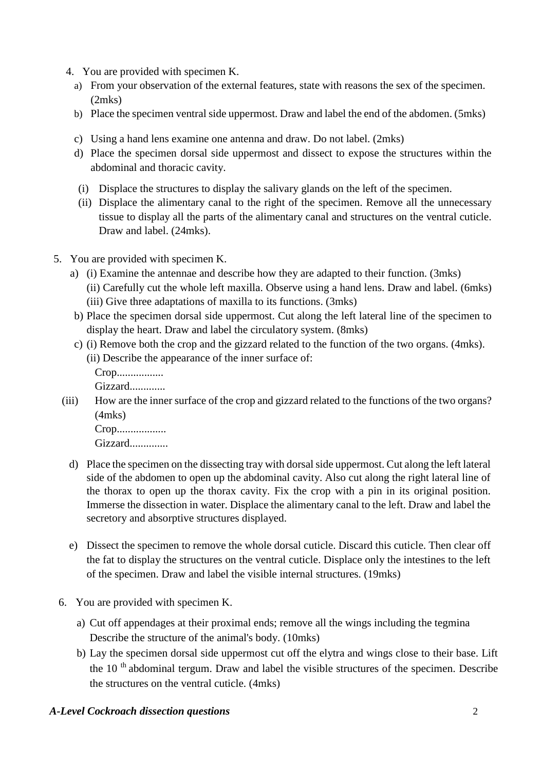4. You are provided with specimen K.
   a) From your observation of the external features, state with reasons the sex of the specimen. (2mks)
   b) Place the specimen ventral side uppermost. Draw and label the end of the abdomen. (5mks)
   c) Using a hand lens examine one antenna and draw. Do not label. (2mks)
   d) Place the specimen dorsal side uppermost and dissect to expose the structures within the abdominal and thoracic cavity.
      (i) Displace the structures to display the salivary glands on the left of the specimen.
      (ii) Displace the alimentary canal to the right of the specimen. Remove all the unnecessary tissue to display all the parts of the alimentary canal and structures on the ventral cuticle. Draw and label. (24mks).

5. You are provided with specimen K.
   a) (i) Examine the antennae and describe how they are adapted to their function. (3mks)
      (ii) Carefully cut the whole left maxilla. Observe using a hand lens. Draw and label. (6mks)
      (iii) Give three adaptations of maxilla to its functions. (3mks)
   b) Place the specimen dorsal side uppermost. Cut along the left lateral line of the specimen to display the heart. Draw and label the circulatory system. (8mks)
   c) (i) Remove both the crop and the gizzard related to the function of the two organs. (4mks).
      (ii) Describe the appearance of the inner surface of:
      Crop.................
      Gizzard.............
      (iii) How are the inner surface of the crop and gizzard related to the functions of the two organs? (4mks)
      Crop..................
      Gizzard..............
   d) Place the specimen on the dissecting tray with dorsal side uppermost. Cut along the left lateral side of the abdomen to open up the abdominal cavity. Also cut along the right lateral line of the thorax to open up the thorax cavity. Fix the crop with a pin in its original position. Immerse the dissection in water. Displace the alimentary canal to the left. Draw and label the secretory and absorptive structures displayed.
   e) Dissect the specimen to remove the whole dorsal cuticle. Discard this cuticle. Then clear off the fat to display the structures on the ventral cuticle. Displace only the intestines to the left of the specimen. Draw and label the visible internal structures. (19mks)

6. You are provided with specimen K.
   a) Cut off appendages at their proximal ends; remove all the wings including the tegmina Describe the structure of the animal's body. (10mks)
   b) Lay the specimen dorsal side uppermost cut off the elytra and wings close to their base. Lift the 10 $^{th}$ abdominal tergum. Draw and label the visible structures of the specimen. Describe the structures on the ventral cuticle. (4mks)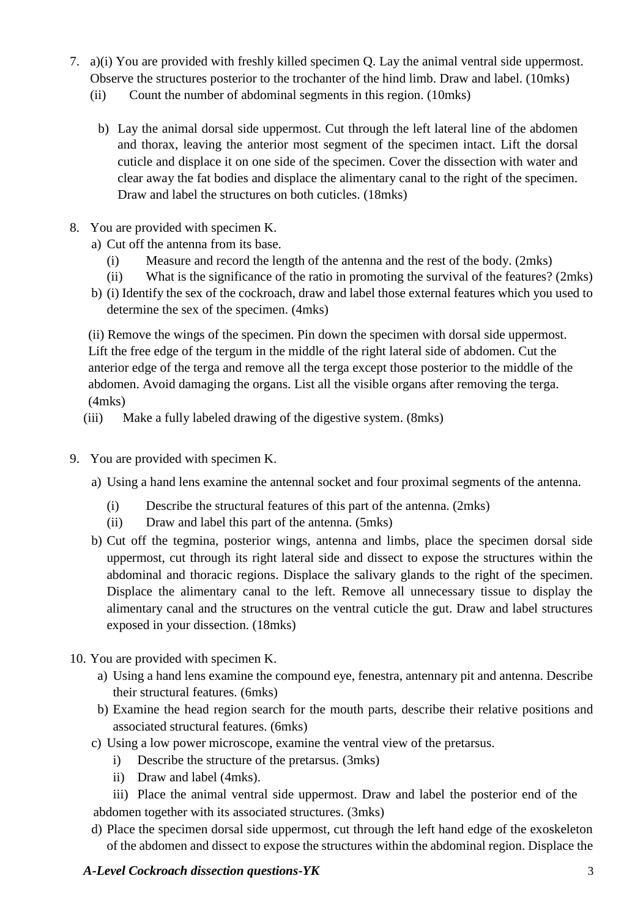7. a)(i) You are provided with freshly killed specimen Q. Lay the animal ventral side uppermost. Observe the structures posterior to the trochanter of the hind limb. Draw and label. (10mks)

   (ii) Count the number of abdominal segments in this region. (10mks)

   b) Lay the animal dorsal side uppermost. Cut through the left lateral line of the abdomen and thorax, leaving the anterior most segment of the specimen intact. Lift the dorsal cuticle and displace it on one side of the specimen. Cover the dissection with water and clear away the fat bodies and displace the alimentary canal to the right of the specimen. Draw and label the structures on both cuticles. (18mks)

8. You are provided with specimen K.

   a) Cut off the antenna from its base.
      (i) Measure and record the length of the antenna and the rest of the body. (2mks)
      (ii) What is the significance of the ratio in promoting the survival of the features? (2mks)

   b) (i) Identify the sex of the cockroach, draw and label those external features which you used to determine the sex of the specimen. (4mks)

   (ii) Remove the wings of the specimen. Pin down the specimen with dorsal side uppermost. Lift the free edge of the tergum in the middle of the right lateral side of abdomen. Cut the anterior edge of the terga and remove all the terga except those posterior to the middle of the abdomen. Avoid damaging the organs. List all the visible organs after removing the terga. (4mks)

   (iii) Make a fully labeled drawing of the digestive system. (8mks)

9. You are provided with specimen K.

   a) Using a hand lens examine the antennal socket and four proximal segments of the antenna.
      (i) Describe the structural features of this part of the antenna. (2mks)
      (ii) Draw and label this part of the antenna. (5mks)

   b) Cut off the tegmina, posterior wings, antenna and limbs, place the specimen dorsal side uppermost, cut through its right lateral side and dissect to expose the structures within the abdominal and thoracic regions. Displace the salivary glands to the right of the specimen. Displace the alimentary canal to the left. Remove all unnecessary tissue to display the alimentary canal and the structures on the ventral cuticle the gut. Draw and label structures exposed in your dissection. (18mks)

10. You are provided with specimen K.

    a) Using a hand lens examine the compound eye, fenestra, antennary pit and antenna. Describe their structural features. (6mks)

    b) Examine the head region search for the mouth parts, describe their relative positions and associated structural features. (6mks)

    c) Using a low power microscope, examine the ventral view of the pretarsus.
       i) Describe the structure of the pretarsus. (3mks)
       ii) Draw and label (4mks).
       iii) Place the animal ventral side uppermost. Draw and label the posterior end of the abdomen together with its associated structures. (3mks)

    d) Place the specimen dorsal side uppermost, cut through the left hand edge of the exoskeleton of the abdomen and dissect to expose the structures within the abdominal region. Displace the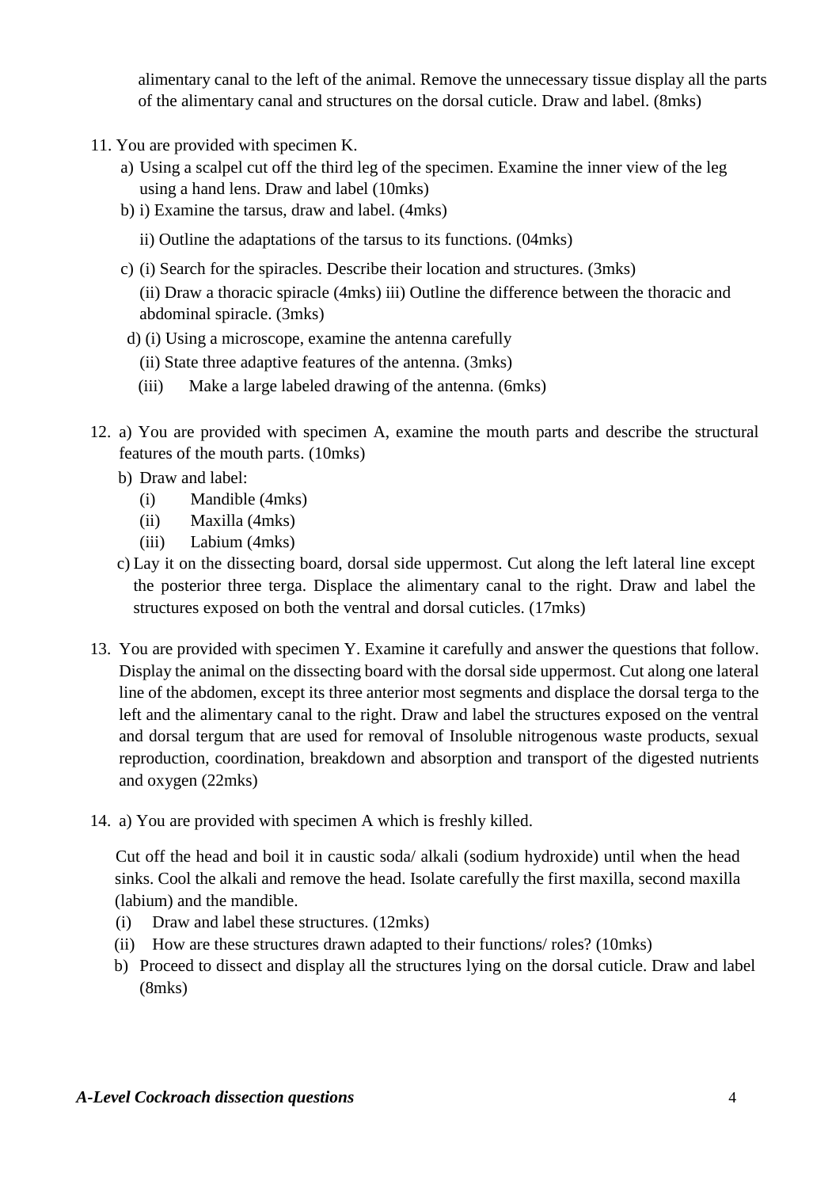alimentary canal to the left of the animal. Remove the unnecessary tissue display all the parts of the alimentary canal and structures on the dorsal cuticle. Draw and label. (8mks)

11. You are provided with specimen K.
    a) Using a scalpel cut off the third leg of the specimen. Examine the inner view of the leg using a hand lens. Draw and label (10mks)
    b) i) Examine the tarsus, draw and label. (4mks)

       ii) Outline the adaptations of the tarsus to its functions. (04mks)
    c) (i) Search for the spiracles. Describe their location and structures. (3mks)

       (ii) Draw a thoracic spiracle (4mks) iii) Outline the difference between the thoracic and abdominal spiracle. (3mks)
    d) (i) Using a microscope, examine the antenna carefully

       (ii) State three adaptive features of the antenna. (3mks)

       (iii) Make a large labeled drawing of the antenna. (6mks)

12. a) You are provided with specimen A, examine the mouth parts and describe the structural features of the mouth parts. (10mks)
    b) Draw and label:
       (i) Mandible (4mks)
       (ii) Maxilla (4mks)
       (iii) Labium (4mks)
    c) Lay it on the dissecting board, dorsal side uppermost. Cut along the left lateral line except the posterior three terga. Displace the alimentary canal to the right. Draw and label the structures exposed on both the ventral and dorsal cuticles. (17mks)

13. You are provided with specimen Y. Examine it carefully and answer the questions that follow. Display the animal on the dissecting board with the dorsal side uppermost. Cut along one lateral line of the abdomen, except its three anterior most segments and displace the dorsal terga to the left and the alimentary canal to the right. Draw and label the structures exposed on the ventral and dorsal tergum that are used for removal of Insoluble nitrogenous waste products, sexual reproduction, coordination, breakdown and absorption and transport of the digested nutrients and oxygen (22mks)

14. a) You are provided with specimen A which is freshly killed.

    Cut off the head and boil it in caustic soda/ alkali (sodium hydroxide) until when the head sinks. Cool the alkali and remove the head. Isolate carefully the first maxilla, second maxilla (labium) and the mandible.
    (i) Draw and label these structures. (12mks)
    (ii) How are these structures drawn adapted to their functions/ roles? (10mks)
    b) Proceed to dissect and display all the structures lying on the dorsal cuticle. Draw and label (8mks)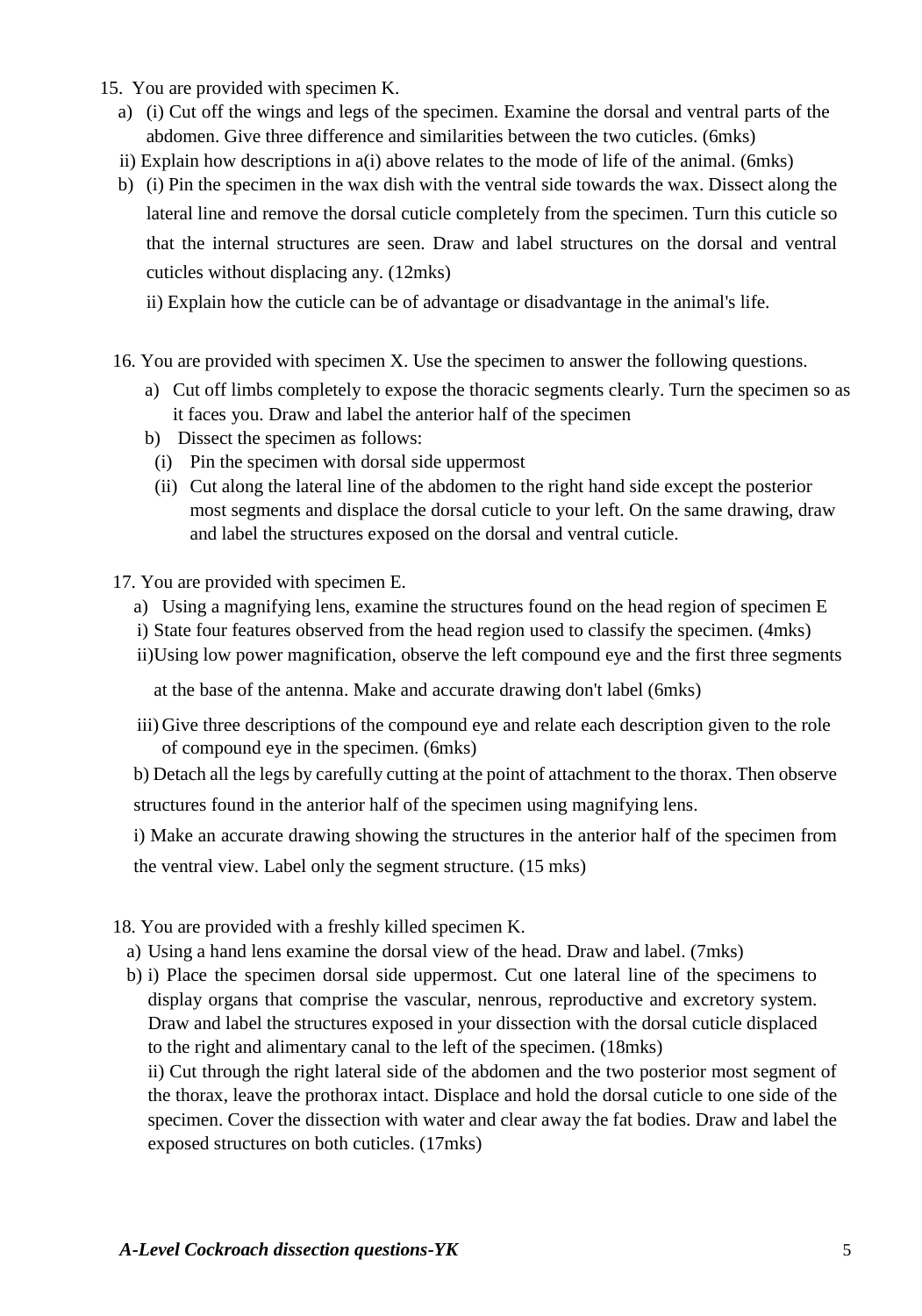15. You are provided with specimen K.

   a) (i) Cut off the wings and legs of the specimen. Examine the dorsal and ventral parts of the abdomen. Give three difference and similarities between the two cuticles. (6mks)

   ii) Explain how descriptions in a(i) above relates to the mode of life of the animal. (6mks)

   b) (i) Pin the specimen in the wax dish with the ventral side towards the wax. Dissect along the lateral line and remove the dorsal cuticle completely from the specimen. Turn this cuticle so that the internal structures are seen. Draw and label structures on the dorsal and ventral cuticles without displacing any. (12mks)

   ii) Explain how the cuticle can be of advantage or disadvantage in the animal's life.

16. You are provided with specimen X. Use the specimen to answer the following questions.

   a) Cut off limbs completely to expose the thoracic segments clearly. Turn the specimen so as it faces you. Draw and label the anterior half of the specimen

   b) Dissect the specimen as follows:

      (i) Pin the specimen with dorsal side uppermost

      (ii) Cut along the lateral line of the abdomen to the right hand side except the posterior most segments and displace the dorsal cuticle to your left. On the same drawing, draw and label the structures exposed on the dorsal and ventral cuticle.

17. You are provided with specimen E.

   a) Using a magnifying lens, examine the structures found on the head region of specimen E

   i) State four features observed from the head region used to classify the specimen. (4mks)

   ii) Using low power magnification, observe the left compound eye and the first three segments at the base of the antenna. Make and accurate drawing don't label (6mks)

   iii) Give three descriptions of the compound eye and relate each description given to the role of compound eye in the specimen. (6mks)

   b) Detach all the legs by carefully cutting at the point of attachment to the thorax. Then observe structures found in the anterior half of the specimen using magnifying lens.

   i) Make an accurate drawing showing the structures in the anterior half of the specimen from the ventral view. Label only the segment structure. (15 mks)

18. You are provided with a freshly killed specimen K.

   a) Using a hand lens examine the dorsal view of the head. Draw and label. (7mks)

   b) i) Place the specimen dorsal side uppermost. Cut one lateral line of the specimens to display organs that comprise the vascular, nenrous, reproductive and excretory system. Draw and label the structures exposed in your dissection with the dorsal cuticle displaced to the right and alimentary canal to the left of the specimen. (18mks)

   ii) Cut through the right lateral side of the abdomen and the two posterior most segment of the thorax, leave the prothorax intact. Displace and hold the dorsal cuticle to one side of the specimen. Cover the dissection with water and clear away the fat bodies. Draw and label the exposed structures on both cuticles. (17mks)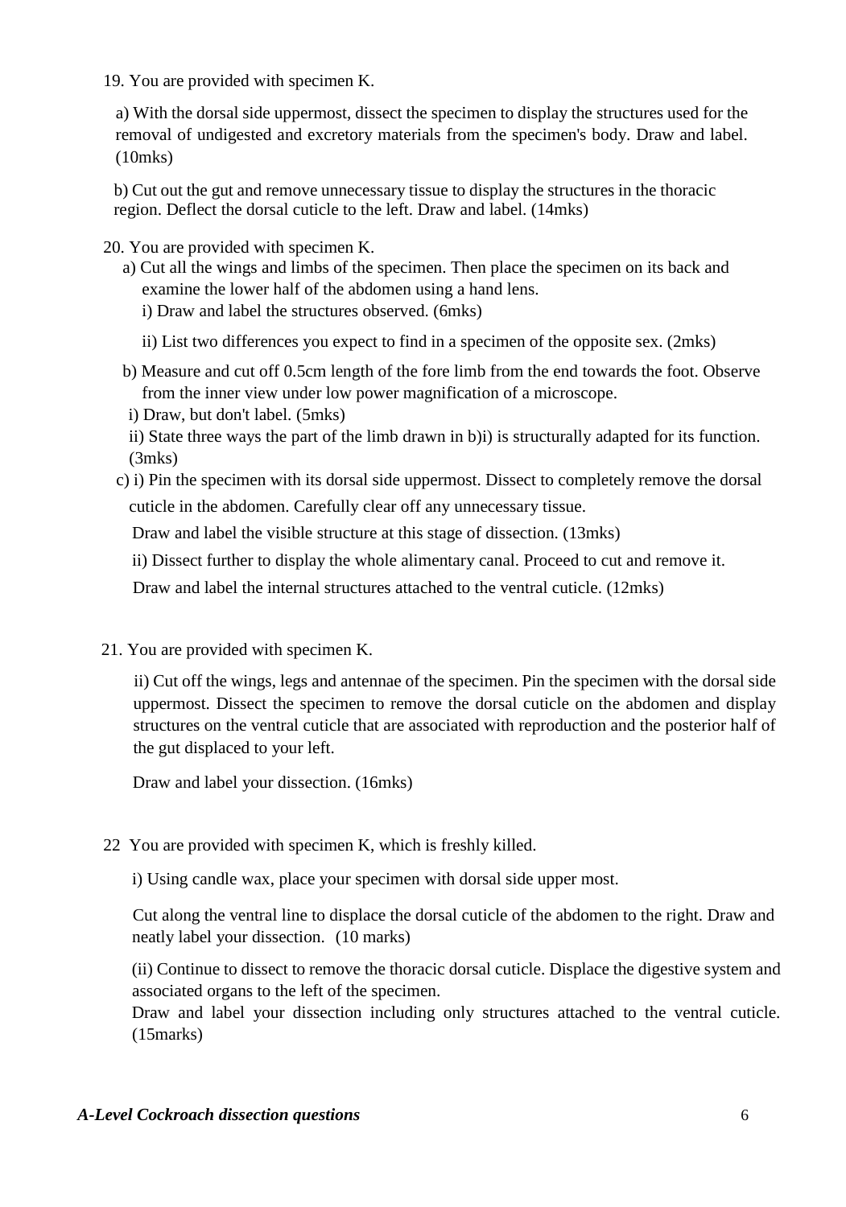19. You are provided with specimen K.

    a) With the dorsal side uppermost, dissect the specimen to display the structures used for the removal of undigested and excretory materials from the specimen's body. Draw and label. (10mks)

    b) Cut out the gut and remove unnecessary tissue to display the structures in the thoracic region. Deflect the dorsal cuticle to the left. Draw and label. (14mks)

20. You are provided with specimen K.

    a) Cut all the wings and limbs of the specimen. Then place the specimen on its back and examine the lower half of the abdomen using a hand lens.

    i) Draw and label the structures observed. (6mks)

    ii) List two differences you expect to find in a specimen of the opposite sex. (2mks)

    b) Measure and cut off 0.5cm length of the fore limb from the end towards the foot. Observe from the inner view under low power magnification of a microscope.

    i) Draw, but don't label. (5mks)

    ii) State three ways the part of the limb drawn in b)i) is structurally adapted for its function. (3mks)

    c) i) Pin the specimen with its dorsal side uppermost. Dissect to completely remove the dorsal cuticle in the abdomen. Carefully clear off any unnecessary tissue.

    Draw and label the visible structure at this stage of dissection. (13mks)

    ii) Dissect further to display the whole alimentary canal. Proceed to cut and remove it.

    Draw and label the internal structures attached to the ventral cuticle. (12mks)

21. You are provided with specimen K.

    ii) Cut off the wings, legs and antennae of the specimen. Pin the specimen with the dorsal side uppermost. Dissect the specimen to remove the dorsal cuticle on the abdomen and display structures on the ventral cuticle that are associated with reproduction and the posterior half of the gut displaced to your left.

    Draw and label your dissection. (16mks)

22 You are provided with specimen K, which is freshly killed.

    i) Using candle wax, place your specimen with dorsal side upper most.

    Cut along the ventral line to displace the dorsal cuticle of the abdomen to the right. Draw and neatly label your dissection. (10 marks)

    (ii) Continue to dissect to remove the thoracic dorsal cuticle. Displace the digestive system and associated organs to the left of the specimen.

    Draw and label your dissection including only structures attached to the ventral cuticle. (15marks)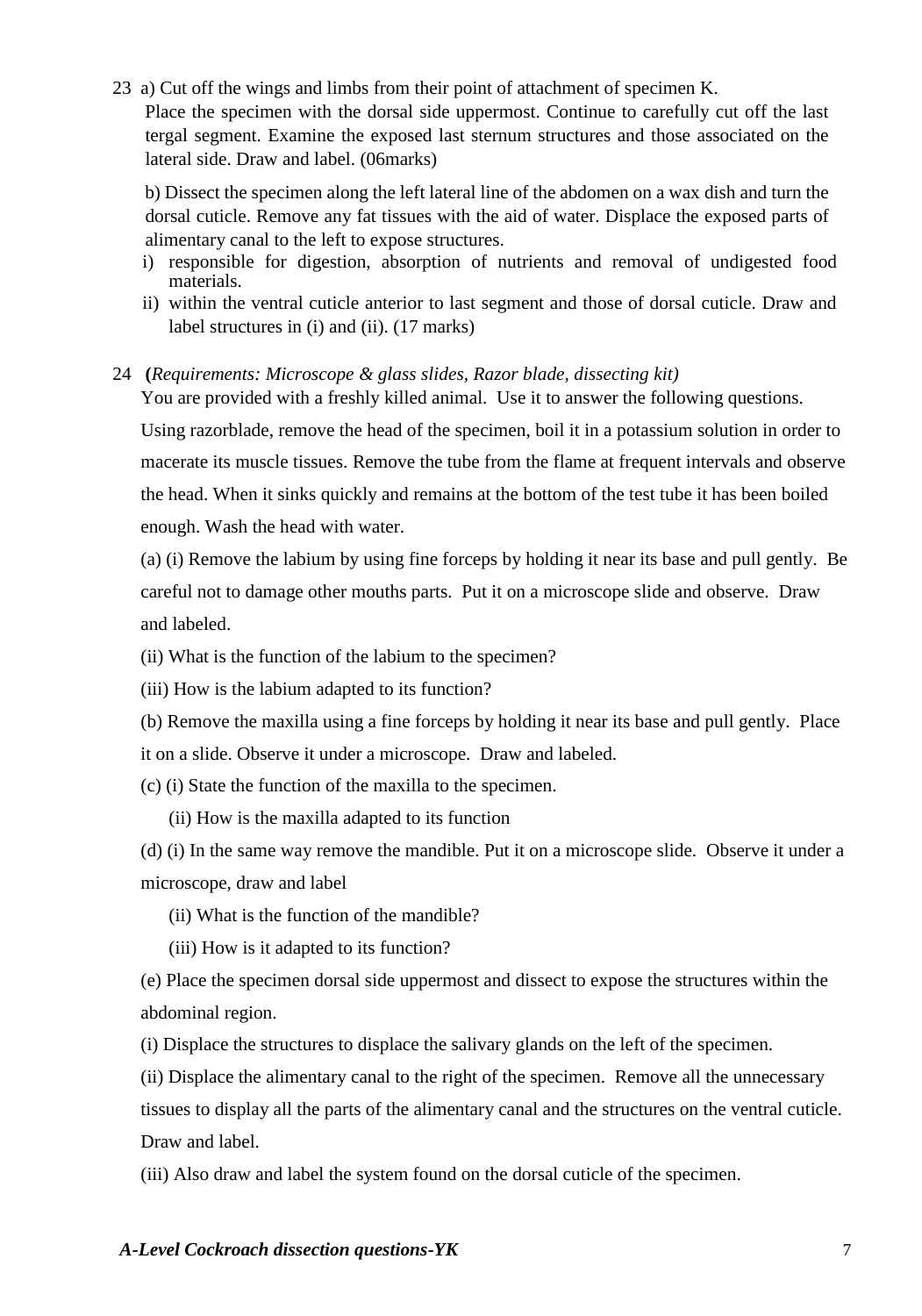23 a) Cut off the wings and limbs from their point of attachment of specimen K.
Place the specimen with the dorsal side uppermost. Continue to carefully cut off the last tergal segment. Examine the exposed last sternum structures and those associated on the lateral side. Draw and label. (06marks)

b) Dissect the specimen along the left lateral line of the abdomen on a wax dish and turn the dorsal cuticle. Remove any fat tissues with the aid of water. Displace the exposed parts of alimentary canal to the left to expose structures.

i) responsible for digestion, absorption of nutrients and removal of undigested food materials.
ii) within the ventral cuticle anterior to last segment and those of dorsal cuticle. Draw and label structures in (i) and (ii). (17 marks)

24 **(***Requirements: Microscope & glass slides, Razor blade, dissecting kit)*
You are provided with a freshly killed animal. Use it to answer the following questions.

Using razorblade, remove the head of the specimen, boil it in a potassium solution in order to macerate its muscle tissues. Remove the tube from the flame at frequent intervals and observe the head. When it sinks quickly and remains at the bottom of the test tube it has been boiled enough. Wash the head with water.

(a) (i) Remove the labium by using fine forceps by holding it near its base and pull gently. Be careful not to damage other mouths parts. Put it on a microscope slide and observe. Draw and labeled.

(ii) What is the function of the labium to the specimen?

(iii) How is the labium adapted to its function?

(b) Remove the maxilla using a fine forceps by holding it near its base and pull gently. Place it on a slide. Observe it under a microscope. Draw and labeled.

(c) (i) State the function of the maxilla to the specimen.

(ii) How is the maxilla adapted to its function

(d) (i) In the same way remove the mandible. Put it on a microscope slide. Observe it under a microscope, draw and label

(ii) What is the function of the mandible?

(iii) How is it adapted to its function?

(e) Place the specimen dorsal side uppermost and dissect to expose the structures within the abdominal region.

(i) Displace the structures to displace the salivary glands on the left of the specimen.

(ii) Displace the alimentary canal to the right of the specimen. Remove all the unnecessary tissues to display all the parts of the alimentary canal and the structures on the ventral cuticle. Draw and label.

(iii) Also draw and label the system found on the dorsal cuticle of the specimen.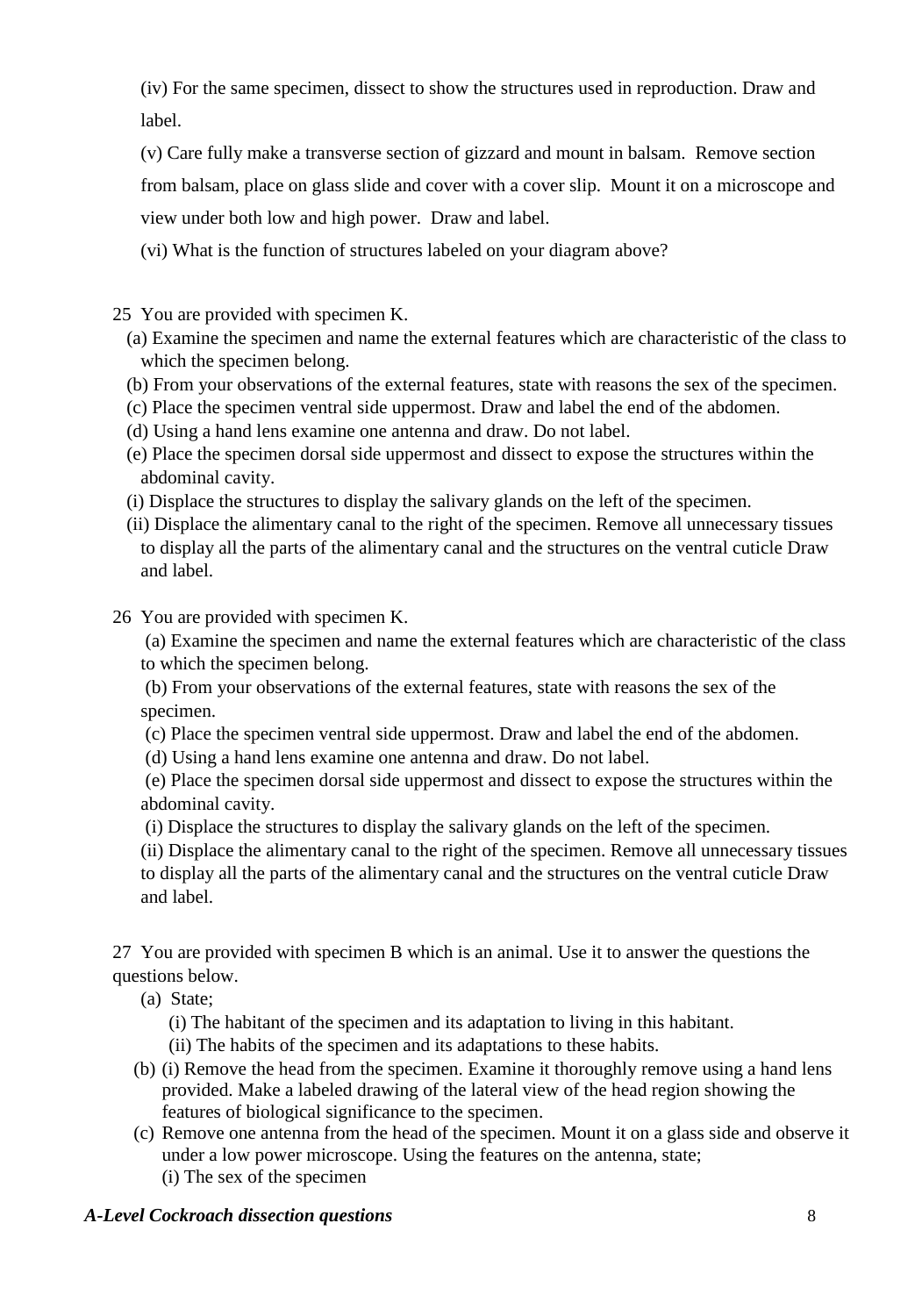(iv) For the same specimen, dissect to show the structures used in reproduction. Draw and label.

(v) Care fully make a transverse section of gizzard and mount in balsam. Remove section from balsam, place on glass slide and cover with a cover slip. Mount it on a microscope and view under both low and high power. Draw and label.

(vi) What is the function of structures labeled on your diagram above?

25 You are provided with specimen K.

(a) Examine the specimen and name the external features which are characteristic of the class to which the specimen belong.

(b) From your observations of the external features, state with reasons the sex of the specimen.

(c) Place the specimen ventral side uppermost. Draw and label the end of the abdomen.

(d) Using a hand lens examine one antenna and draw. Do not label.

(e) Place the specimen dorsal side uppermost and dissect to expose the structures within the abdominal cavity.

(i) Displace the structures to display the salivary glands on the left of the specimen.

(ii) Displace the alimentary canal to the right of the specimen. Remove all unnecessary tissues to display all the parts of the alimentary canal and the structures on the ventral cuticle Draw and label.

26 You are provided with specimen K.

(a) Examine the specimen and name the external features which are characteristic of the class to which the specimen belong.

(b) From your observations of the external features, state with reasons the sex of the specimen.

(c) Place the specimen ventral side uppermost. Draw and label the end of the abdomen.

(d) Using a hand lens examine one antenna and draw. Do not label.

(e) Place the specimen dorsal side uppermost and dissect to expose the structures within the abdominal cavity.

(i) Displace the structures to display the salivary glands on the left of the specimen.

(ii) Displace the alimentary canal to the right of the specimen. Remove all unnecessary tissues to display all the parts of the alimentary canal and the structures on the ventral cuticle Draw and label.

27 You are provided with specimen B which is an animal. Use it to answer the questions the questions below.

(a) State;

(i) The habitant of the specimen and its adaptation to living in this habitant.

(ii) The habits of the specimen and its adaptations to these habits.

(b) (i) Remove the head from the specimen. Examine it thoroughly remove using a hand lens provided. Make a labeled drawing of the lateral view of the head region showing the features of biological significance to the specimen.

(c) Remove one antenna from the head of the specimen. Mount it on a glass side and observe it under a low power microscope. Using the features on the antenna, state;

(i) The sex of the specimen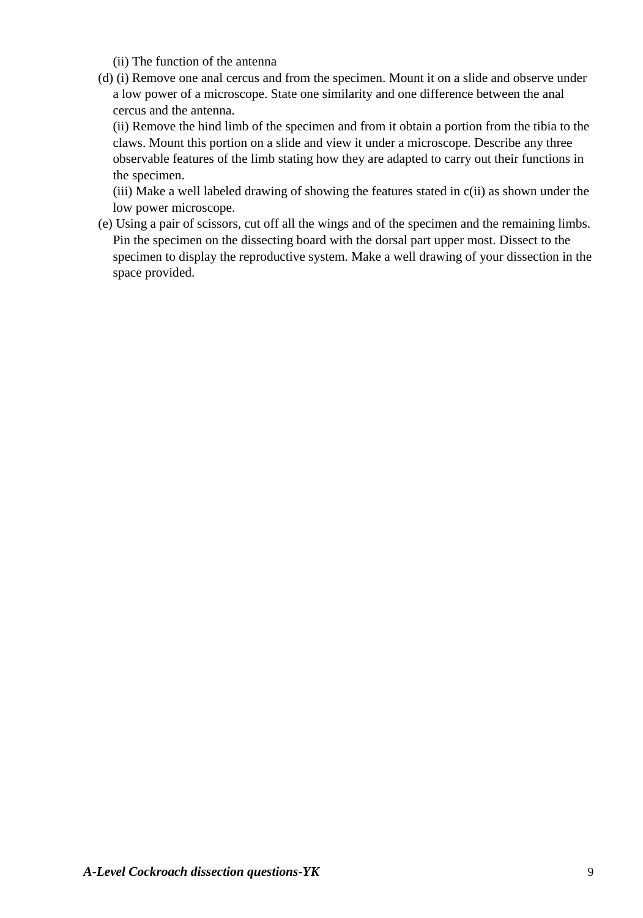(ii) The function of the antenna

(d) (i) Remove one anal cercus and from the specimen. Mount it on a slide and observe under a low power of a microscope. State one similarity and one difference between the anal cercus and the antenna.

(ii) Remove the hind limb of the specimen and from it obtain a portion from the tibia to the claws. Mount this portion on a slide and view it under a microscope. Describe any three observable features of the limb stating how they are adapted to carry out their functions in the specimen.

(iii) Make a well labeled drawing of showing the features stated in c(ii) as shown under the low power microscope.

(e) Using a pair of scissors, cut off all the wings and of the specimen and the remaining limbs. Pin the specimen on the dissecting board with the dorsal part upper most. Dissect to the specimen to display the reproductive system. Make a well drawing of your dissection in the space provided.